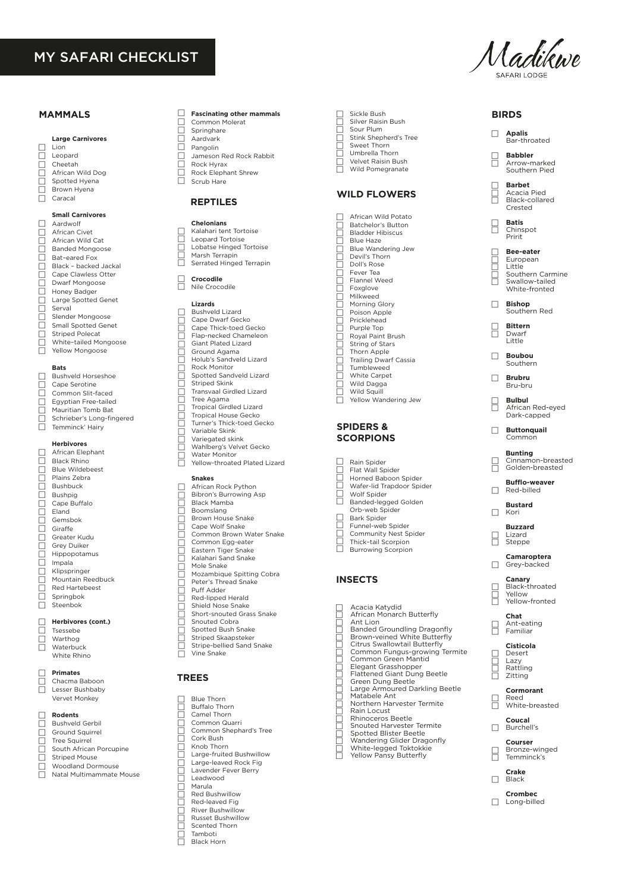# MY SAFARI CHECKLIST

Madikwe SAFARI LODGE

## MAMMALS

### Large Carnivores

- [ ] Lion
- [ ] Leopard
- [ ] Cheetah
- [ ] African Wild Dog
- [ ] Spotted Hyena
- [ ] Brown Hyena
- [ ] Caracal

### Small Carnivores

- [ ] Aardwolf
- [ ] African Civet
- [ ] African Wild Cat
- [ ] Banded Mongoose
- [ ] Bat–eared Fox
- [ ] Black – backed Jackal
- [ ] Cape Clawless Otter
- [ ] Dwarf Mongoose
- [ ] Honey Badger
- [ ] Large Spotted Genet
- [ ] Serval
- [ ] Slender Mongoose
- [ ] Small Spotted Genet
- [ ] Striped Polecat
- [ ] White–tailed Mongoose
- [ ] Yellow Mongoose

### Bats

- [ ] Bushveld Horseshoe
- [ ] Cape Serotine
- [ ] Common Slit-faced
- [ ] Egyptian Free-tailed
- [ ] Mauritian Tomb Bat
- [ ] Schrieber's Long-fingered
- [ ] Temminck' Hairy

### Herbivores

- [ ] African Elephant
- [ ] Black Rhino
- [ ] Blue Wildebeest
- [ ] Plains Zebra
- [ ] Bushbuck
- [ ] Bushpig
- [ ] Cape Buffalo
- [ ] Eland
- [ ] Gemsbok
- [ ] Giraffe
- [ ] Greater Kudu
- [ ] Grey Duiker
- [ ] Hippopotamus
- [ ] Impala
- [ ] Klipspringer
- [ ] Mountain Reedbuck
- [ ] Red Hartebeest
- [ ] Springbok
- [ ] Steenbok

### Herbivores (cont.)

- [ ] Tsessebe
- [ ] Warthog
- [ ] Waterbuck
- White Rhino

### Primates

- [ ] Chacma Baboon
- [ ] Lesser Bushbaby
- Vervet Monkey

### Rodents

- [ ] Bushveld Gerbil
- [ ] Ground Squirrel
- [ ] Tree Squirrel
- [ ] South African Porcupine
- [ ] Striped Mouse
- [ ] Woodland Dormouse
- [ ] Natal Multimammate Mouse

### Fascinating other mammals

- [ ] Common Molerat
- [ ] Springhare
- [ ] Aardvark
- [ ] Pangolin
- [ ] Jameson Red Rock Rabbit
- [ ] Rock Hyrax
- [ ] Rock Elephant Shrew
- [ ] Scrub Hare

## REPTILES

### Chelonians

- [ ] Kalahari tent Tortoise
- [ ] Leopard Tortoise
- [ ] Lobatse Hinged Tortoise
- [ ] Marsh Terrapin
- [ ] Serrated Hinged Terrapin

### Crocodile

- [ ] Nile Crocodile

### Lizards

- [ ] Bushveld Lizard
- [ ] Cape Dwarf Gecko
- [ ] Cape Thick-toed Gecko
- [ ] Flap-necked Chameleon
- [ ] Giant Plated Lizard
- [ ] Ground Agama
- [ ] Holub's Sandveld Lizard
- [ ] Rock Monitor
- [ ] Spotted Sandveld Lizard
- [ ] Striped Skink
- [ ] Transvaal Girdled Lizard
- [ ] Tree Agama
- [ ] Tropical Girdled Lizard
- [ ] Tropical House Gecko
- [ ] Turner's Thick-toed Gecko
- [ ] Variable Skink
- [ ] Variegated skink
- [ ] Wahlberg's Velvet Gecko
- [ ] Water Monitor
- [ ] Yellow-throated Plated Lizard

### Snakes

- [ ] African Rock Python
- [ ] Bibron's Burrowing Asp
- [ ] Black Mamba
- [ ] Boomslang
- [ ] Brown House Snake
- [ ] Cape Wolf Snake
- [ ] Common Brown Water Snake
- [ ] Common Egg-eater
- [ ] Eastern Tiger Snake
- [ ] Kalahari Sand Snake
- [ ] Mole Snake
- [ ] Mozambique Spitting Cobra
- [ ] Peter's Thread Snake
- [ ] Puff Adder
- [ ] Red-lipped Herald
- [ ] Shield Nose Snake
- [ ] Short-snouted Grass Snake
- [ ] Snouted Cobra
- [ ] Spotted Bush Snake
- [ ] Striped Skaapsteker
- [ ] Stripe-bellied Sand Snake
- [ ] Vine Snake

## TREES

- [ ] Blue Thorn
- [ ] Buffalo Thorn
- [ ] Camel Thorn
- [ ] Common Quarri
- [ ] Common Shephard's Tree
- [ ] Cork Bush
- [ ] Knob Thorn
- [ ] Large-fruited Bushwillow
- [ ] Large-leaved Rock Fig
- [ ] Lavender Fever Berry
- [ ] Leadwood
- [ ] Marula
- [ ] Red Bushwillow
- [ ] Red-leaved Fig
- [ ] River Bushwillow
- [ ] Russet Bushwillow
- [ ] Scented Thorn
- [ ] Tamboti
- [ ] Black Horn
- [ ] Sickle Bush
- [ ] Silver Raisin Bush
- [ ] Sour Plum
- [ ] Stink Shepherd's Tree
- [ ] Sweet Thorn
- [ ] Umbrella Thorn
- [ ] Velvet Raisin Bush
- [ ] Wild Pomegranate

## WILD FLOWERS

- [ ] African Wild Potato
- [ ] Batchelor's Button
- [ ] Bladder Hibiscus
- [ ] Blue Haze
- [ ] Blue Wandering Jew
- [ ] Devil's Thorn
- [ ] Doll's Rose
- [ ] Fever Tea
- [ ] Flannel Weed
- [ ] Foxglove
- [ ] Milkweed
- [ ] Morning Glory
- [ ] Poison Apple
- [ ] Pricklehead
- [ ] Purple Top
- [ ] Royal Paint Brush
- [ ] String of Stars
- [ ] Thorn Apple
- [ ] Trailing Dwarf Cassia
- [ ] Tumbleweed
- [ ] White Carpet
- [ ] Wild Dagga
- [ ] Wild Squill
- [ ] Yellow Wandering Jew

## SPIDERS & SCORPIONS

- [ ] Rain Spider
- [ ] Flat Wall Spider
- [ ] Horned Baboon Spider
- [ ] Wafer-lid Trapdoor Spider
- [ ] Wolf Spider
- [ ] Banded-legged Golden Orb-web Spider
- [ ] Bark Spider
- [ ] Funnel-web Spider
- [ ] Community Nest Spider
- [ ] Thick–tail Scorpion
- [ ] Burrowing Scorpion

## INSECTS

- [ ] Acacia Katydid
- [ ] African Monarch Butterfly
- [ ] Ant Lion
- [ ] Banded Groundling Dragonfly
- [ ] Brown-veined White Butterfly
- [ ] Citrus Swallowtail Butterfly
- [ ] Common Fungus-growing Termite
- [ ] Common Green Mantid
- [ ] Elegant Grasshopper
- [ ] Flattened Giant Dung Beetle
- [ ] Green Dung Beetle
- [ ] Large Armoured Darkling Beetle
- [ ] Matabele Ant
- [ ] Northern Harvester Termite
- [ ] Rain Locust
- [ ] Rhinoceros Beetle
- [ ] Snouted Harvester Termite
- [ ] Spotted Blister Beetle
- [ ] Wandering Glider Dragonfly
- [ ] White-legged Toktokkie
- [ ] Yellow Pansy Butterfly

## BIRDS

### Apalis

- [ ] Bar-throated

### Babbler

- [ ] Arrow-marked
- [ ] Southern Pied

### Barbet

- [ ] Acacia Pied
- [ ] Black-collared
- [ ] Crested

### Batis

- [ ] Chinspot
- [ ] Pririt

### Bee-eater

- [ ] European
- [ ] Little
- [ ] Southern Carmine
- [ ] Swallow-tailed
- [ ] White-fronted

### Bishop

- [ ] Southern Red

### Bittern

- [ ] Dwarf
- [ ] Little

### Boubou

- [ ] Southern

### Brubru

- [ ] Bru-bru

### Bulbul

- [ ] African Red-eyed
- [ ] Dark-capped

### Buttonquail

- [ ] Common

### Bunting

- [ ] Cinnamon-breasted
- [ ] Golden-breasted

### Bufflo-weaver

- [ ] Red-billed

### Bustard

- [ ] Kori

### Buzzard

- [ ] Lizard
- [ ] Steppe

### Camaroptera

- [ ] Grey-backed

### Canary

- [ ] Black-throated
- [ ] Yellow
- [ ] Yellow-fronted

### Chat

- [ ] Ant-eating
- [ ] Familiar

### Cisticola

- [ ] Desert
- [ ] Lazy
- [ ] Rattling
- [ ] Zitting

### Cormorant

- [ ] Reed
- [ ] White-breasted

### Coucal

- [ ] Burchell's

### Courser

- [ ] Bronze-winged
- [ ] Temminck's

### Crake

- [ ] Black

### Crombec

- [ ] Long-billed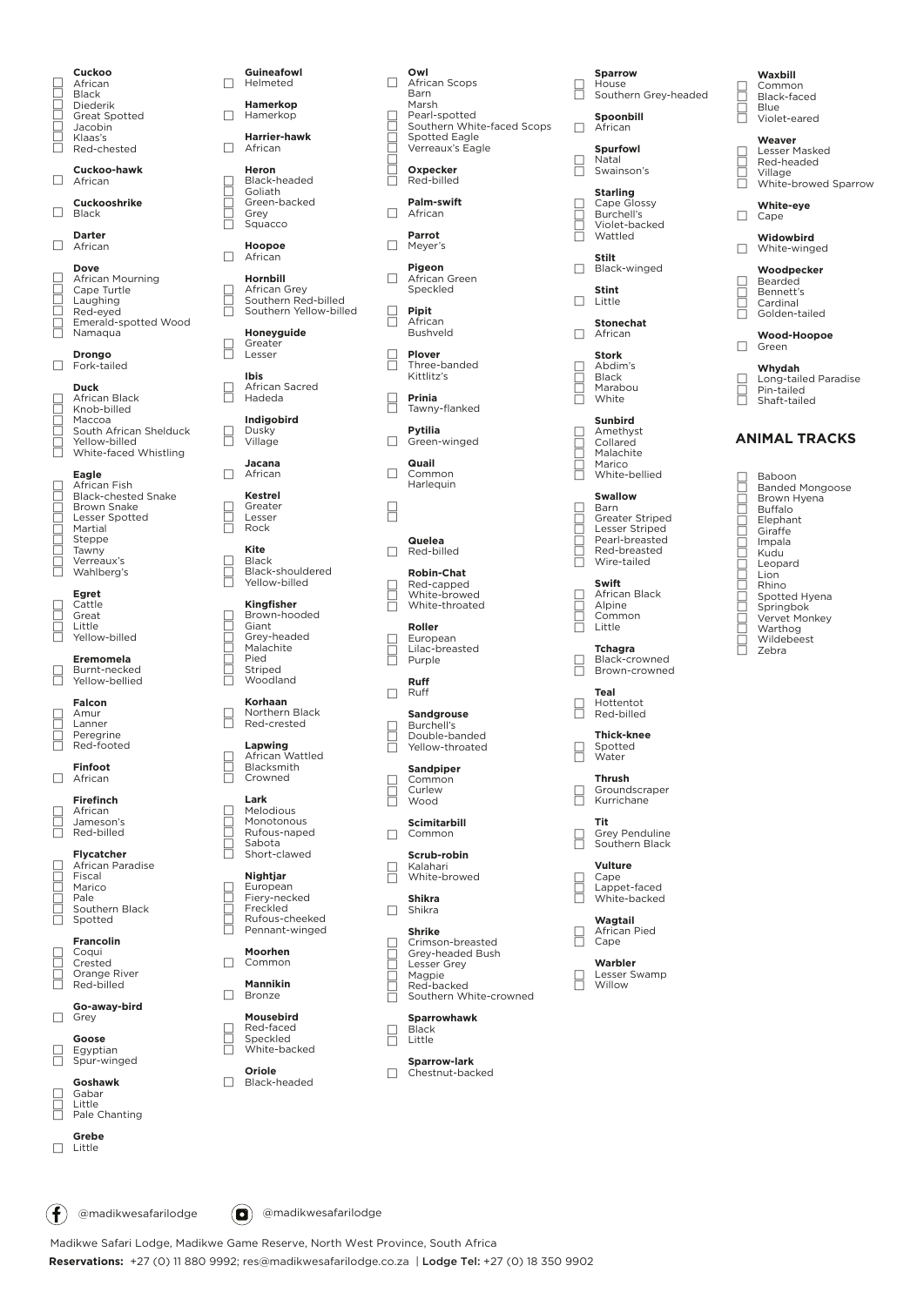**Cuckoo**
- [ ] African
- [ ] Black
- [ ] Diederik
- [ ] Great Spotted
- [ ] Jacobin
- [ ] Klaas's
- [ ] Red-chested

**Cuckoo-hawk**
- [ ] African

**Cuckooshrike**
- [ ] Black

**Darter**
- [ ] African

**Dove**
- [ ] African Mourning
- [ ] Cape Turtle
- [ ] Laughing
- [ ] Red-eyed
- [ ] Emerald-spotted Wood
- [ ] Namaqua

**Drongo**
- [ ] Fork-tailed

**Duck**
- [ ] African Black
- [ ] Knob-billed
- [ ] Maccoa
- [ ] South African Shelduck
- [ ] Yellow-billed
- [ ] White-faced Whistling

**Eagle**
- [ ] African Fish
- [ ] Black-chested Snake
- [ ] Brown Snake
- [ ] Lesser Spotted
- [ ] Martial
- [ ] Steppe
- [ ] Tawny
- [ ] Verreaux's
- [ ] Wahlberg's

**Egret**
- [ ] Cattle
- [ ] Great
- [ ] Little
- [ ] Yellow-billed

**Eremomela**
- [ ] Burnt-necked
- [ ] Yellow-bellied

**Falcon**
- [ ] Amur
- [ ] Lanner
- [ ] Peregrine
- [ ] Red-footed

**Finfoot**
- [ ] African

**Firefinch**
- [ ] African
- [ ] Jameson's
- [ ] Red-billed

**Flycatcher**
- [ ] African Paradise
- [ ] Fiscal
- [ ] Marico
- [ ] Pale
- [ ] Southern Black
- [ ] Spotted

**Francolin**
- [ ] Coqui
- [ ] Crested
- [ ] Orange River
- [ ] Red-billed

**Go-away-bird**
- [ ] Grey

**Goose**
- [ ] Egyptian
- [ ] Spur-winged

**Goshawk**
- [ ] Gabar
- [ ] Little
- [ ] Pale Chanting

**Grebe**
- [ ] Little

**Guineafowl**
- [ ] Helmeted

**Hamerkop**
- [ ] Hamerkop

**Harrier-hawk**
- [ ] African

**Heron**
- [ ] Black-headed
- [ ] Goliath
- [ ] Green-backed
- [ ] Grey
- [ ] Squacco

**Hoopoe**
- [ ] African

**Hornbill**
- [ ] African Grey
- [ ] Southern Red-billed
- [ ] Southern Yellow-billed

**Honeyguide**
- [ ] Greater
- [ ] Lesser

**Ibis**
- [ ] African Sacred
- [ ] Hadeda

**Indigobird**
- [ ] Dusky
- [ ] Village

**Jacana**
- [ ] African

**Kestrel**
- [ ] Greater
- [ ] Lesser
- [ ] Rock

**Kite**
- [ ] Black
- [ ] Black-shouldered
- [ ] Yellow-billed

**Kingfisher**
- [ ] Brown-hooded
- [ ] Giant
- [ ] Grey-headed
- [ ] Malachite
- [ ] Pied
- [ ] Striped
- [ ] Woodland

**Korhaan**
- [ ] Northern Black
- [ ] Red-crested

**Lapwing**
- [ ] African Wattled
- [ ] Blacksmith
- [ ] Crowned

**Lark**
- [ ] Melodious
- [ ] Monotonous
- [ ] Rufous-naped
- [ ] Sabota
- [ ] Short-clawed

**Nightjar**
- [ ] European
- [ ] Fiery-necked
- [ ] Freckled
- [ ] Rufous-cheeked
- [ ] Pennant-winged

**Moorhen**
- [ ] Common

**Mannikin**
- [ ] Bronze

**Mousebird**
- [ ] Red-faced
- [ ] Speckled
- [ ] White-backed

**Oriole**
- [ ] Black-headed

**Owl**
- [ ] African Scops
- Barn
- Marsh
- [ ] Pearl-spotted
- [ ] Southern White-faced Scops
- [ ] Spotted Eagle
- [ ] Verreaux's Eagle

**Oxpecker**
- [ ] Red-billed

**Palm-swift**
- [ ] African

**Parrot**
- [ ] Meyer's

**Pigeon**
- [ ] African Green
- Speckled

**Pipit**
- [ ] African
- [ ] Bushveld

**Plover**
- [ ] Three-banded
- [ ] Kittlitz's

**Prinia**
- [ ] Tawny-flanked

**Pytilia**
- [ ] Green-winged

**Quail**
- [ ] Common
- Harlequin

- [ ]
- [ ]

**Quelea**
- [ ] Red-billed

**Robin-Chat**
- [ ] Red-capped
- [ ] White-browed
- [ ] White-throated

**Roller**
- [ ] European
- [ ] Lilac-breasted
- [ ] Purple

**Ruff**
- [ ] Ruff

**Sandgrouse**
- [ ] Burchell's
- [ ] Double-banded
- [ ] Yellow-throated

**Sandpiper**
- [ ] Common
- [ ] Curlew
- [ ] Wood

**Scimitarbill**
- [ ] Common

**Scrub-robin**
- [ ] Kalahari
- [ ] White-browed

**Shikra**
- [ ] Shikra

**Shrike**
- [ ] Crimson-breasted
- [ ] Grey-headed Bush
- [ ] Lesser Grey
- [ ] Magpie
- [ ] Red-backed
- [ ] Southern White-crowned

**Sparrowhawk**
- [ ] Black
- [ ] Little

**Sparrow-lark**
- [ ] Chestnut-backed

**Sparrow**
- [ ] House
- [ ] Southern Grey-headed

**Spoonbill**
- [ ] African

**Spurfowl**
- [ ] Natal
- [ ] Swainson's

**Starling**
- [ ] Cape Glossy
- [ ] Burchell's
- [ ] Violet-backed
- [ ] Wattled

**Stilt**
- [ ] Black-winged

**Stint**
- [ ] Little

**Stonechat**
- [ ] African

**Stork**
- [ ] Abdim's
- [ ] Black
- [ ] Marabou
- [ ] White

**Sunbird**
- [ ] Amethyst
- [ ] Collared
- [ ] Malachite
- [ ] Marico
- [ ] White-bellied

**Swallow**
- [ ] Barn
- [ ] Greater Striped
- [ ] Lesser Striped
- [ ] Pearl-breasted
- [ ] Red-breasted
- [ ] Wire-tailed

**Swift**
- [ ] African Black
- [ ] Alpine
- [ ] Common
- [ ] Little

**Tchagra**
- [ ] Black-crowned
- [ ] Brown-crowned

**Teal**
- [ ] Hottentot
- [ ] Red-billed

**Thick-knee**
- [ ] Spotted
- [ ] Water

**Thrush**
- [ ] Groundscraper
- [ ] Kurrichane

**Tit**
- [ ] Grey Penduline
- [ ] Southern Black

**Vulture**
- [ ] Cape
- [ ] Lappet-faced
- [ ] White-backed

**Wagtail**
- [ ] African Pied
- [ ] Cape

**Warbler**
- [ ] Lesser Swamp
- [ ] Willow

**Waxbill**
- [ ] Common
- [ ] Black-faced
- [ ] Blue
- [ ] Violet-eared

**Weaver**
- [ ] Lesser Masked
- [ ] Red-headed
- [ ] Village
- [ ] White-browed Sparrow

**White-eye**
- [ ] Cape

**Widowbird**
- [ ] White-winged

**Woodpecker**
- [ ] Bearded
- [ ] Bennett's
- [ ] Cardinal
- [ ] Golden-tailed

**Wood-Hoopoe**
- [ ] Green

**Whydah**
- [ ] Long-tailed Paradise
- [ ] Pin-tailed
- [ ] Shaft-tailed

## ANIMAL TRACKS

- [ ] Baboon
- [ ] Banded Mongoose
- [ ] Brown Hyena
- [ ] Buffalo
- [ ] Elephant
- [ ] Giraffe
- [ ] Impala
- [ ] Kudu
- [ ] Leopard
- [ ] Lion
- [ ] Rhino
- [ ] Spotted Hyena
- [ ] Springbok
- [ ] Vervet Monkey
- [ ] Warthog
- [ ] Wildebeest
- [ ] Zebra

@madikwesafarilodge @madikwesafarilodge

Madikwe Safari Lodge, Madikwe Game Reserve, North West Province, South Africa

**Reservations:** +27 (0) 11 880 9992; res@madikwesafarilodge.co.za | **Lodge Tel:** +27 (0) 18 350 9902